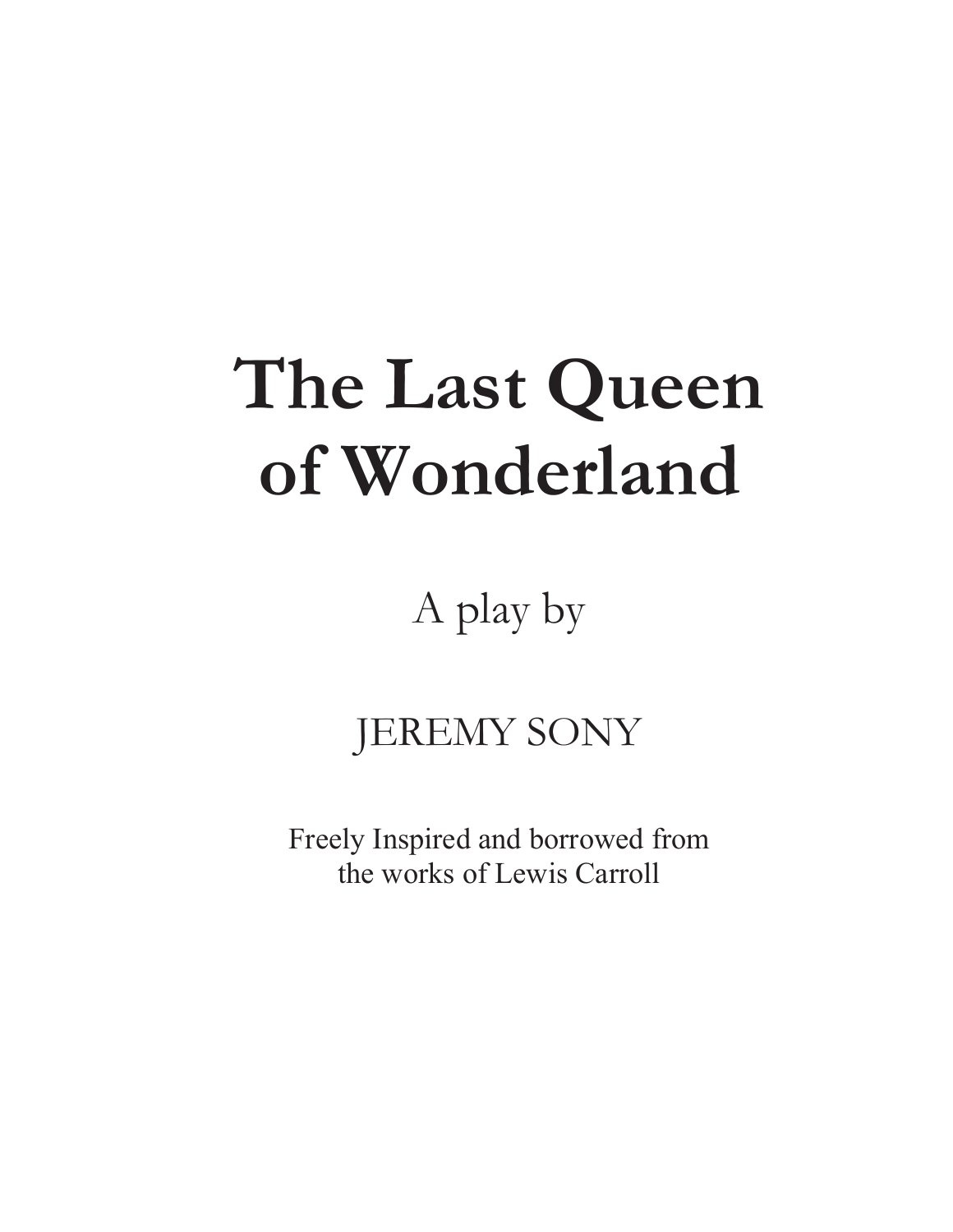# The Last Queen of Wonderland

A play by

JEREMY SONY

Freely Inspired and borrowed from
the works of Lewis Carroll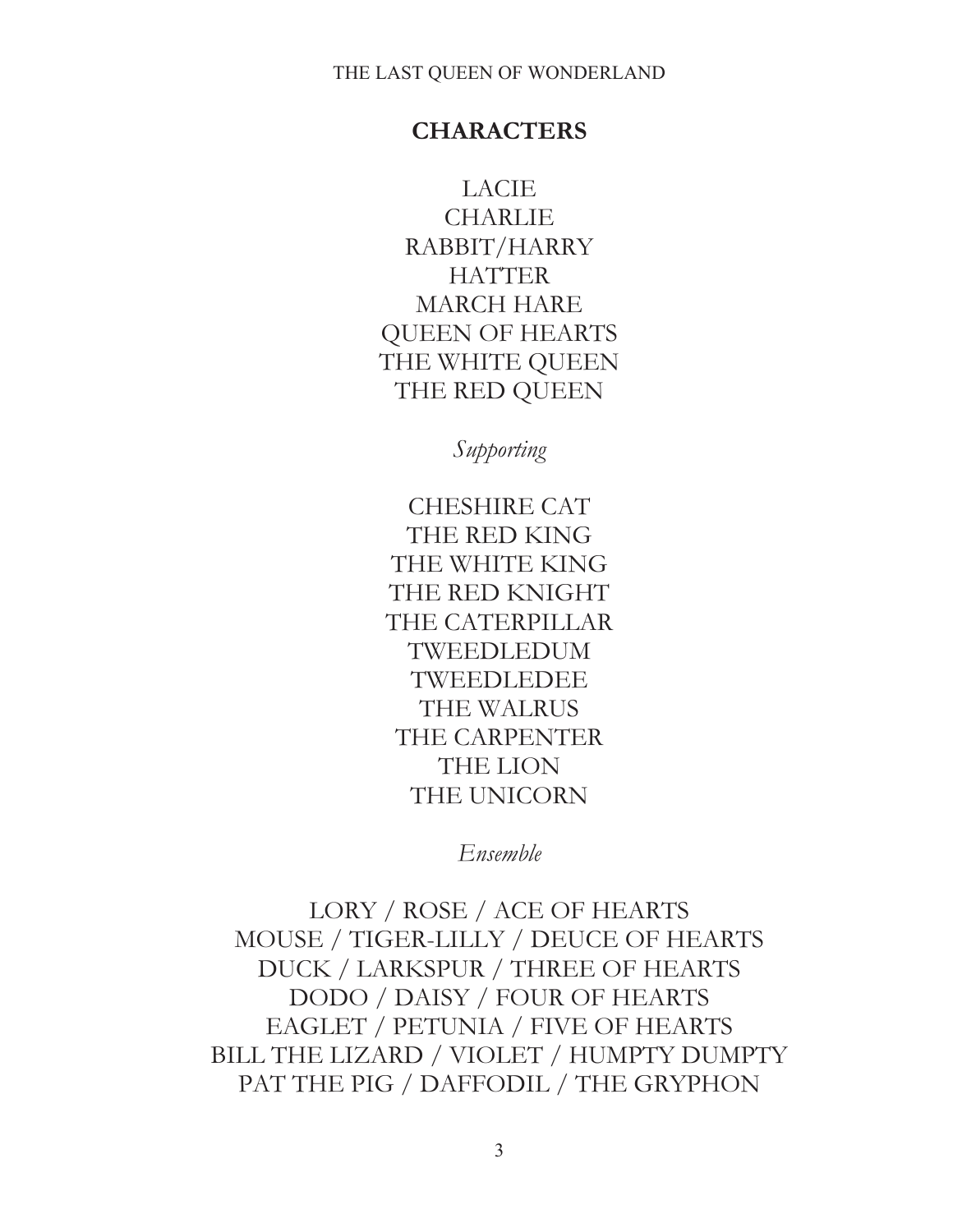## CHARACTERS

LACIE
CHARLIE
RABBIT/HARRY
HATTER
MARCH HARE
QUEEN OF HEARTS
THE WHITE QUEEN
THE RED QUEEN

*Supporting*

CHESHIRE CAT
THE RED KING
THE WHITE KING
THE RED KNIGHT
THE CATERPILLAR
TWEEDLEDUM
TWEEDLEDEE
THE WALRUS
THE CARPENTER
THE LION
THE UNICORN

*Ensemble*

LORY / ROSE / ACE OF HEARTS
MOUSE / TIGER-LILLY / DEUCE OF HEARTS
DUCK / LARKSPUR / THREE OF HEARTS
DODO / DAISY / FOUR OF HEARTS
EAGLET / PETUNIA / FIVE OF HEARTS
BILL THE LIZARD / VIOLET / HUMPTY DUMPTY
PAT THE PIG / DAFFODIL / THE GRYPHON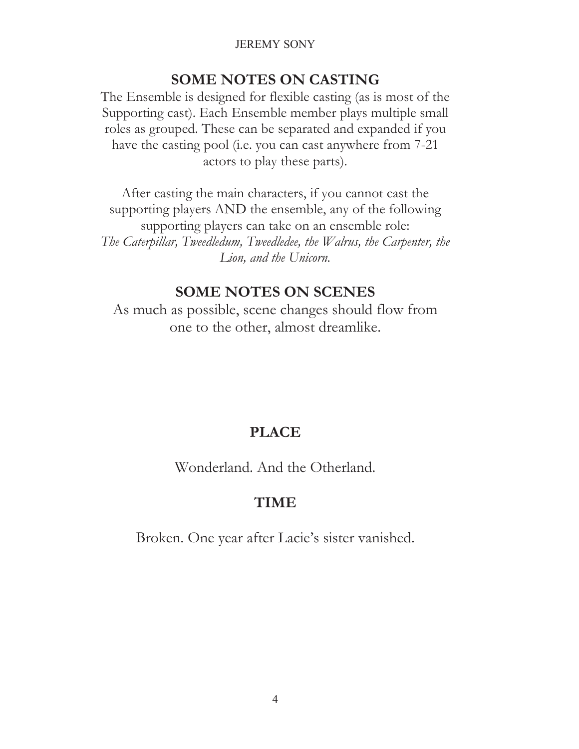## SOME NOTES ON CASTING

The Ensemble is designed for flexible casting (as is most of the Supporting cast). Each Ensemble member plays multiple small roles as grouped. These can be separated and expanded if you have the casting pool (i.e. you can cast anywhere from 7-21 actors to play these parts).

After casting the main characters, if you cannot cast the supporting players AND the ensemble, any of the following supporting players can take on an ensemble role: *The Caterpillar, Tweedledum, Tweedledee, the Walrus, the Carpenter, the Lion, and the Unicorn.*

## SOME NOTES ON SCENES

As much as possible, scene changes should flow from one to the other, almost dreamlike.

## PLACE

Wonderland. And the Otherland.

## TIME

Broken. One year after Lacie's sister vanished.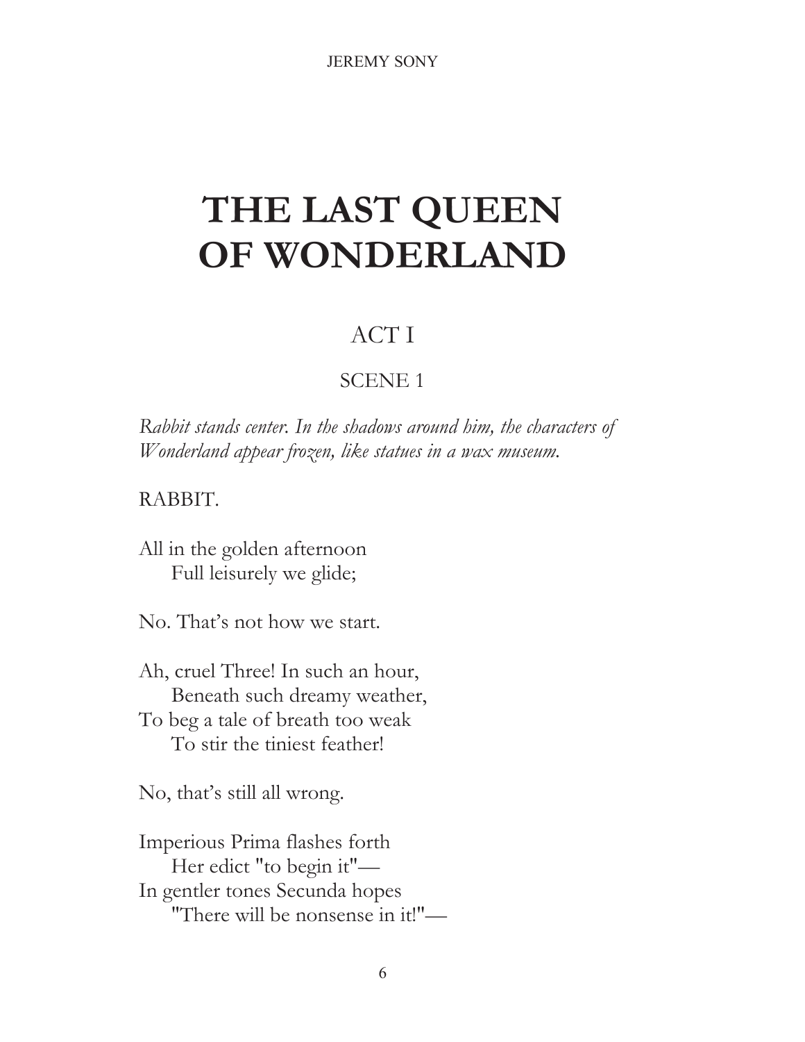# THE LAST QUEEN OF WONDERLAND

## ACT I

### SCENE 1

*Rabbit stands center. In the shadows around him, the characters of Wonderland appear frozen, like statues in a wax museum.*

RABBIT.

All in the golden afternoon  
    Full leisurely we glide;

No. That's not how we start.

Ah, cruel Three! In such an hour,  
    Beneath such dreamy weather,  
To beg a tale of breath too weak  
    To stir the tiniest feather!

No, that's still all wrong.

Imperious Prima flashes forth  
    Her edict "to begin it"—  
In gentler tones Secunda hopes  
    "There will be nonsense in it!"—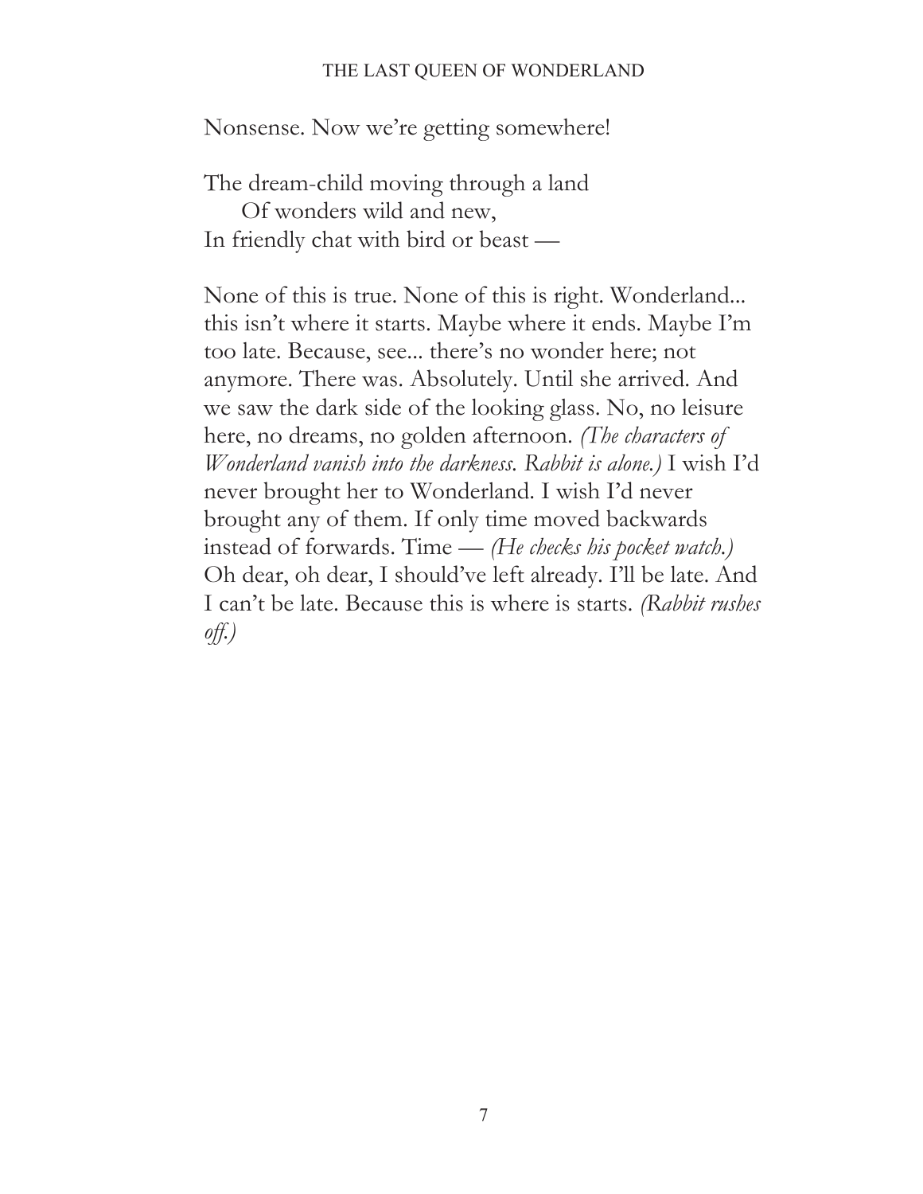Nonsense. Now we're getting somewhere!

The dream-child moving through a land
    Of wonders wild and new,
In friendly chat with bird or beast —

None of this is true. None of this is right. Wonderland... this isn't where it starts. Maybe where it ends. Maybe I'm too late. Because, see... there's no wonder here; not anymore. There was. Absolutely. Until she arrived. And we saw the dark side of the looking glass. No, no leisure here, no dreams, no golden afternoon. *(The characters of Wonderland vanish into the darkness. Rabbit is alone.)* I wish I'd never brought her to Wonderland. I wish I'd never brought any of them. If only time moved backwards instead of forwards. Time — *(He checks his pocket watch.)* Oh dear, oh dear, I should've left already. I'll be late. And I can't be late. Because this is where is starts. *(Rabbit rushes off.)*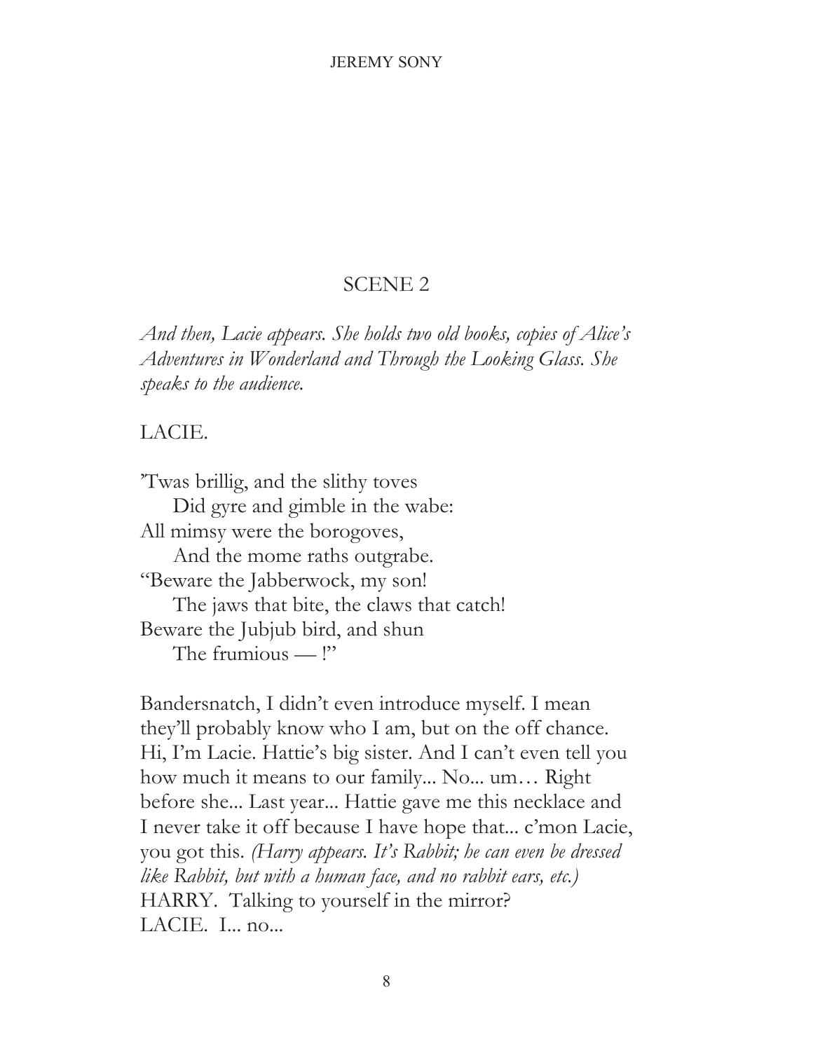## SCENE 2

*And then, Lacie appears. She holds two old books, copies of Alice's Adventures in Wonderland and Through the Looking Glass. She speaks to the audience.*

LACIE.

'Twas brillig, and the slithy toves  
    Did gyre and gimble in the wabe:  
All mimsy were the borogoves,  
    And the mome raths outgrabe.  
"Beware the Jabberwock, my son!  
    The jaws that bite, the claws that catch!  
Beware the Jubjub bird, and shun  
    The frumious — !"

Bandersnatch, I didn't even introduce myself. I mean they'll probably know who I am, but on the off chance. Hi, I'm Lacie. Hattie's big sister. And I can't even tell you how much it means to our family... No... um… Right before she... Last year... Hattie gave me this necklace and I never take it off because I have hope that... c'mon Lacie, you got this. *(Harry appears. It's Rabbit; he can even be dressed like Rabbit, but with a human face, and no rabbit ears, etc.)*  
HARRY. Talking to yourself in the mirror?  
LACIE. I... no...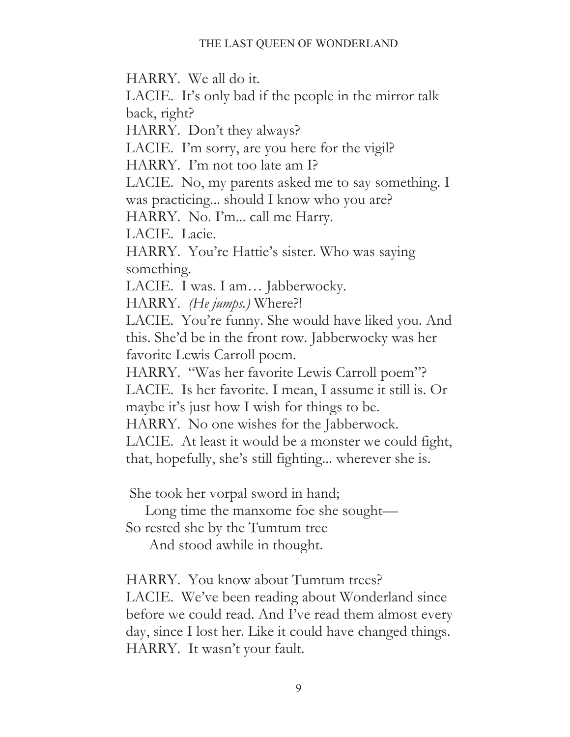HARRY. We all do it.

LACIE. It's only bad if the people in the mirror talk back, right?

HARRY. Don't they always?

LACIE. I'm sorry, are you here for the vigil?

HARRY. I'm not too late am I?

LACIE. No, my parents asked me to say something. I was practicing... should I know who you are?

HARRY. No. I'm... call me Harry.

LACIE. Lacie.

HARRY. You're Hattie's sister. Who was saying something.

LACIE. I was. I am… Jabberwocky.

HARRY. *(He jumps.)* Where?!

LACIE. You're funny. She would have liked you. And this. She'd be in the front row. Jabberwocky was her favorite Lewis Carroll poem.

HARRY. "Was her favorite Lewis Carroll poem"?

LACIE. Is her favorite. I mean, I assume it still is. Or maybe it's just how I wish for things to be.

HARRY. No one wishes for the Jabberwock.

LACIE. At least it would be a monster we could fight, that, hopefully, she's still fighting... wherever she is.

She took her vorpal sword in hand;
  Long time the manxome foe she sought—
So rested she by the Tumtum tree
  And stood awhile in thought.

HARRY. You know about Tumtum trees?

LACIE. We've been reading about Wonderland since before we could read. And I've read them almost every day, since I lost her. Like it could have changed things.

HARRY. It wasn't your fault.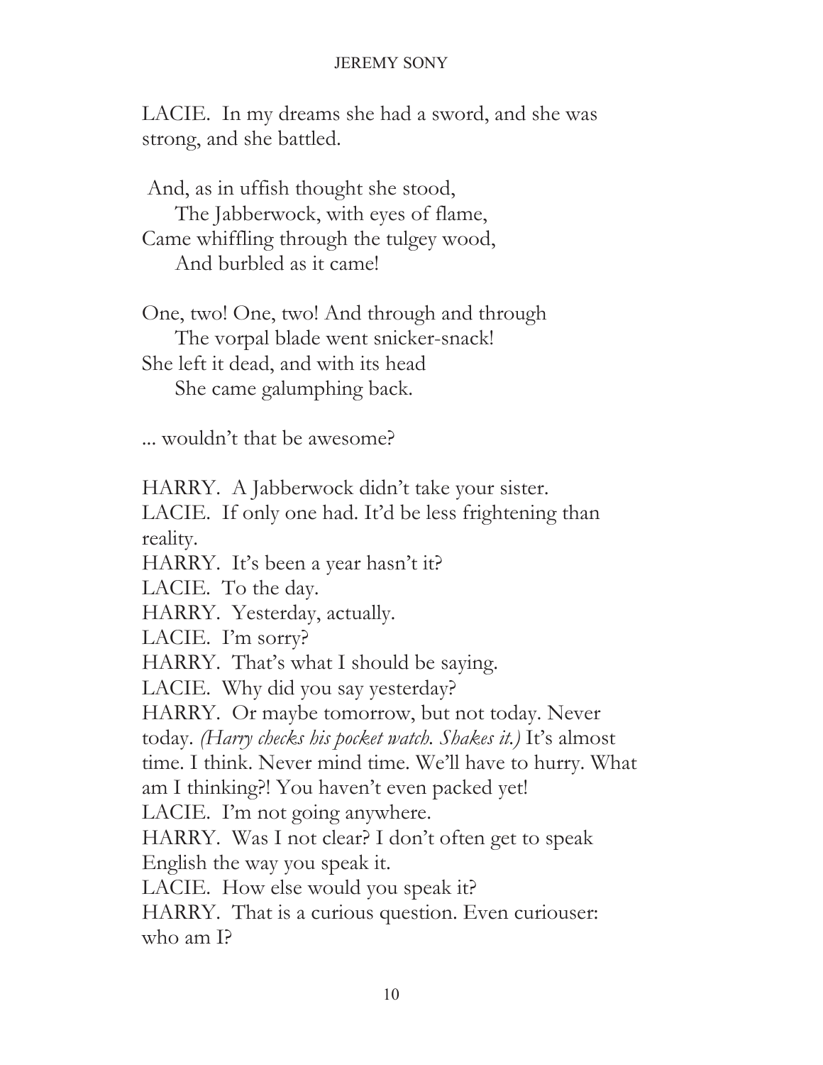LACIE. In my dreams she had a sword, and she was strong, and she battled.

And, as in uffish thought she stood,  
    The Jabberwock, with eyes of flame,  
Came whiffling through the tulgey wood,  
    And burbled as it came!

One, two! One, two! And through and through  
    The vorpal blade went snicker-snack!  
She left it dead, and with its head  
    She came galumphing back.

... wouldn't that be awesome?

HARRY. A Jabberwock didn't take your sister.  
LACIE. If only one had. It'd be less frightening than reality.  
HARRY. It's been a year hasn't it?  
LACIE. To the day.  
HARRY. Yesterday, actually.  
LACIE. I'm sorry?  
HARRY. That's what I should be saying.  
LACIE. Why did you say yesterday?  
HARRY. Or maybe tomorrow, but not today. Never today. *(Harry checks his pocket watch. Shakes it.)* It's almost time. I think. Never mind time. We'll have to hurry. What am I thinking?! You haven't even packed yet!  
LACIE. I'm not going anywhere.  
HARRY. Was I not clear? I don't often get to speak English the way you speak it.  
LACIE. How else would you speak it?  
HARRY. That is a curious question. Even curiouser: who am I?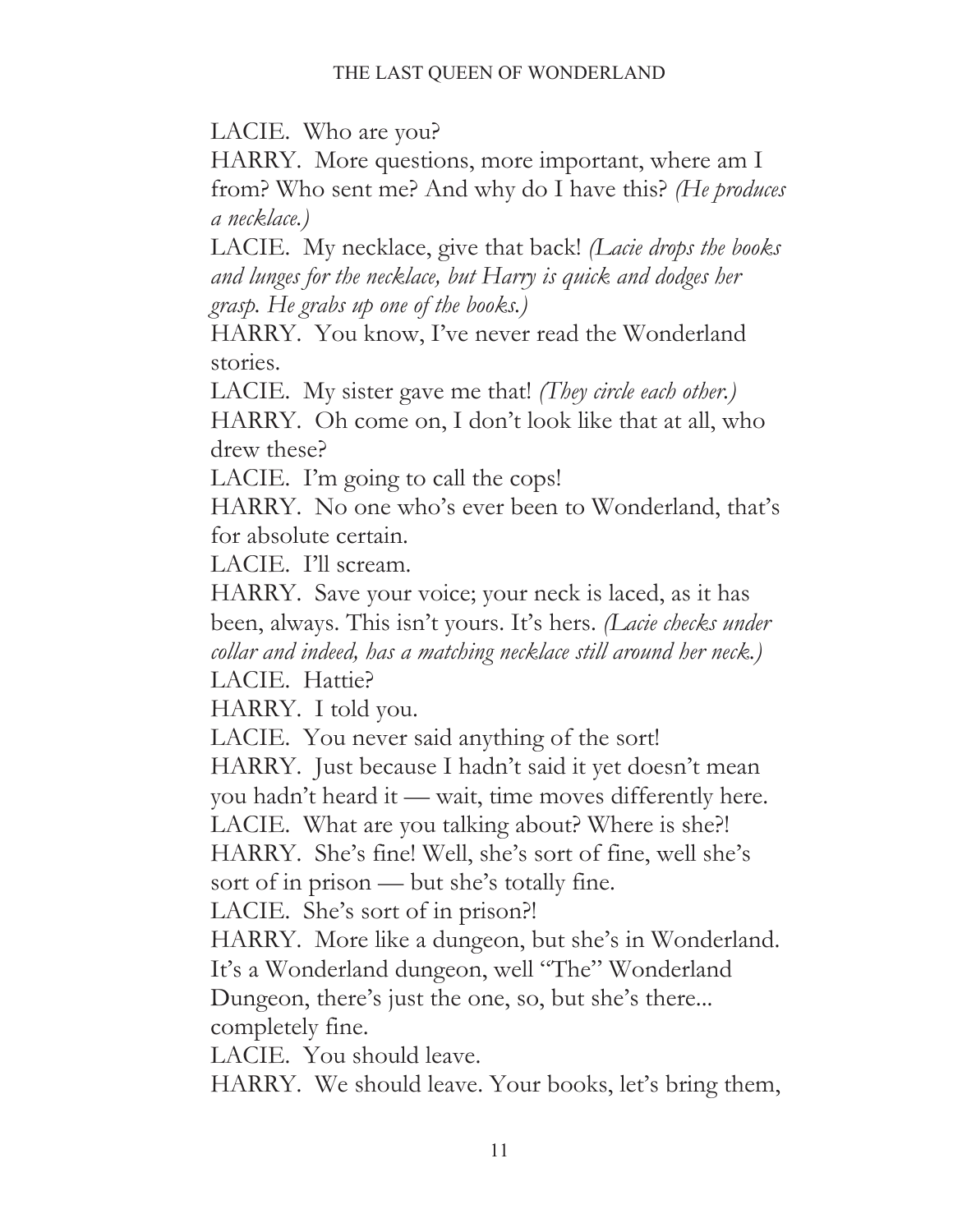LACIE. Who are you?

HARRY. More questions, more important, where am I from? Who sent me? And why do I have this? *(He produces a necklace.)*

LACIE. My necklace, give that back! *(Lacie drops the books and lunges for the necklace, but Harry is quick and dodges her grasp. He grabs up one of the books.)*

HARRY. You know, I've never read the Wonderland stories.

LACIE. My sister gave me that! *(They circle each other.)*

HARRY. Oh come on, I don't look like that at all, who drew these?

LACIE. I'm going to call the cops!

HARRY. No one who's ever been to Wonderland, that's for absolute certain.

LACIE. I'll scream.

HARRY. Save your voice; your neck is laced, as it has been, always. This isn't yours. It's hers. *(Lacie checks under collar and indeed, has a matching necklace still around her neck.)*

LACIE. Hattie?

HARRY. I told you.

LACIE. You never said anything of the sort!

HARRY. Just because I hadn't said it yet doesn't mean you hadn't heard it — wait, time moves differently here.

LACIE. What are you talking about? Where is she?!

HARRY. She's fine! Well, she's sort of fine, well she's sort of in prison — but she's totally fine.

LACIE. She's sort of in prison?!

HARRY. More like a dungeon, but she's in Wonderland. It's a Wonderland dungeon, well "The" Wonderland Dungeon, there's just the one, so, but she's there... completely fine.

LACIE. You should leave.

HARRY. We should leave. Your books, let's bring them,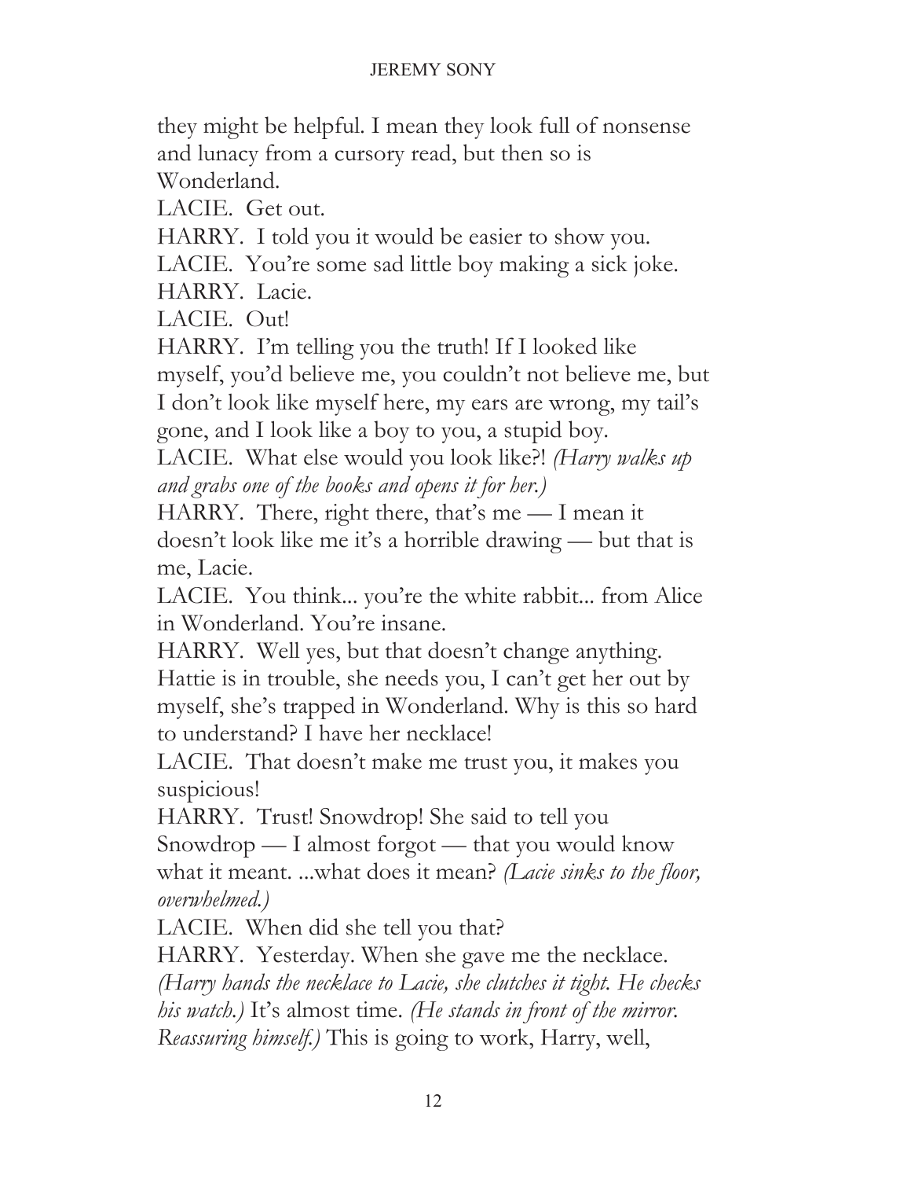they might be helpful. I mean they look full of nonsense and lunacy from a cursory read, but then so is Wonderland.

LACIE. Get out.

HARRY. I told you it would be easier to show you.

LACIE. You're some sad little boy making a sick joke.

HARRY. Lacie.

LACIE. Out!

HARRY. I'm telling you the truth! If I looked like myself, you'd believe me, you couldn't not believe me, but I don't look like myself here, my ears are wrong, my tail's gone, and I look like a boy to you, a stupid boy.

LACIE. What else would you look like?! *(Harry walks up and grabs one of the books and opens it for her.)*

HARRY. There, right there, that's me — I mean it doesn't look like me it's a horrible drawing — but that is me, Lacie.

LACIE. You think... you're the white rabbit... from Alice in Wonderland. You're insane.

HARRY. Well yes, but that doesn't change anything. Hattie is in trouble, she needs you, I can't get her out by myself, she's trapped in Wonderland. Why is this so hard to understand? I have her necklace!

LACIE. That doesn't make me trust you, it makes you suspicious!

HARRY. Trust! Snowdrop! She said to tell you Snowdrop — I almost forgot — that you would know what it meant. ...what does it mean? *(Lacie sinks to the floor, overwhelmed.)*

LACIE. When did she tell you that?

HARRY. Yesterday. When she gave me the necklace. *(Harry hands the necklace to Lacie, she clutches it tight. He checks his watch.)* It's almost time. *(He stands in front of the mirror. Reassuring himself.)* This is going to work, Harry, well,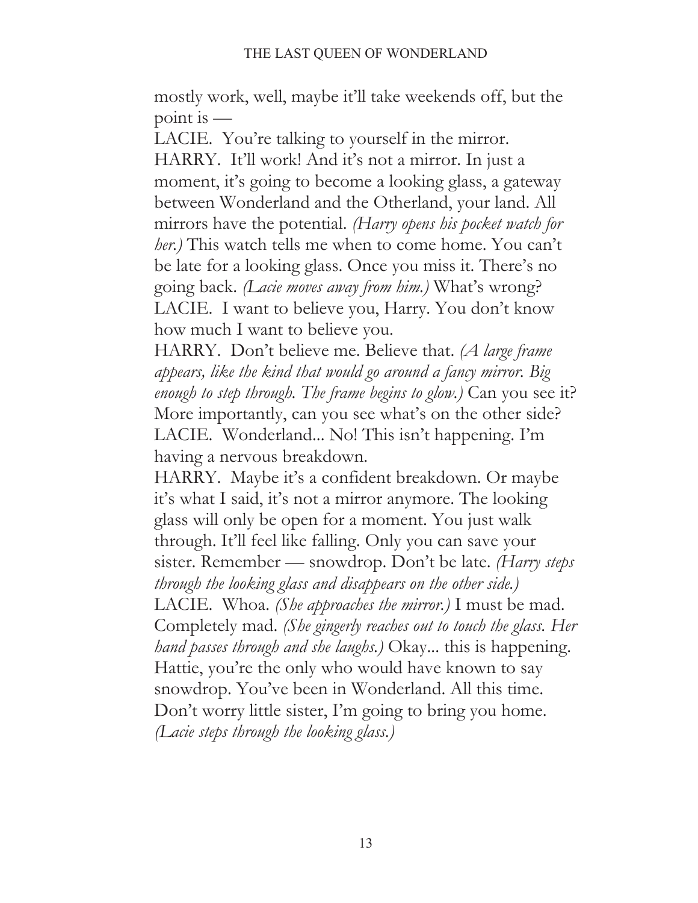mostly work, well, maybe it'll take weekends off, but the point is —

LACIE. You're talking to yourself in the mirror.

HARRY. It'll work! And it's not a mirror. In just a moment, it's going to become a looking glass, a gateway between Wonderland and the Otherland, your land. All mirrors have the potential. *(Harry opens his pocket watch for her.)* This watch tells me when to come home. You can't be late for a looking glass. Once you miss it. There's no going back. *(Lacie moves away from him.)* What's wrong?

LACIE. I want to believe you, Harry. You don't know how much I want to believe you.

HARRY. Don't believe me. Believe that. *(A large frame appears, like the kind that would go around a fancy mirror. Big enough to step through. The frame begins to glow.)* Can you see it? More importantly, can you see what's on the other side?

LACIE. Wonderland... No! This isn't happening. I'm having a nervous breakdown.

HARRY. Maybe it's a confident breakdown. Or maybe it's what I said, it's not a mirror anymore. The looking glass will only be open for a moment. You just walk through. It'll feel like falling. Only you can save your sister. Remember — snowdrop. Don't be late. *(Harry steps through the looking glass and disappears on the other side.)*

LACIE. Whoa. *(She approaches the mirror.)* I must be mad. Completely mad. *(She gingerly reaches out to touch the glass. Her hand passes through and she laughs.)* Okay... this is happening. Hattie, you're the only who would have known to say snowdrop. You've been in Wonderland. All this time. Don't worry little sister, I'm going to bring you home. *(Lacie steps through the looking glass.)*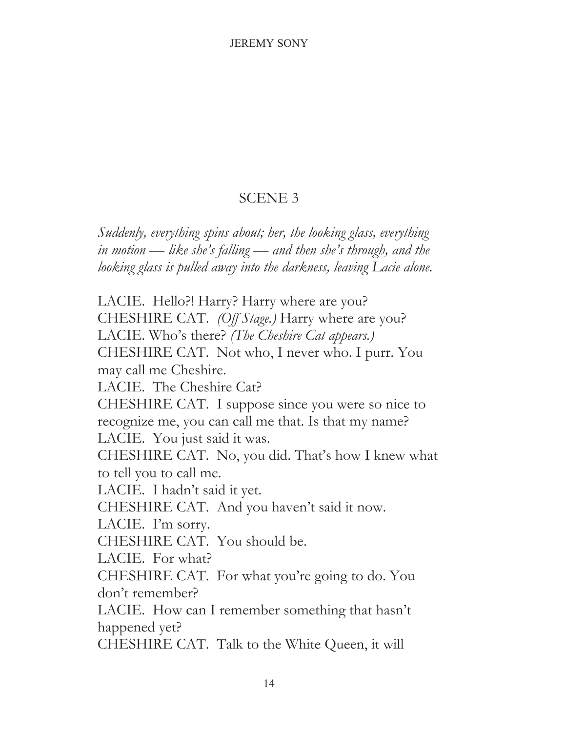## SCENE 3

*Suddenly, everything spins about; her, the looking glass, everything in motion — like she's falling — and then she's through, and the looking glass is pulled away into the darkness, leaving Lacie alone.*

LACIE. Hello?! Harry? Harry where are you?
CHESHIRE CAT. *(Off Stage.)* Harry where are you?
LACIE. Who's there? *(The Cheshire Cat appears.)*
CHESHIRE CAT. Not who, I never who. I purr. You may call me Cheshire.
LACIE. The Cheshire Cat?
CHESHIRE CAT. I suppose since you were so nice to recognize me, you can call me that. Is that my name?
LACIE. You just said it was.
CHESHIRE CAT. No, you did. That's how I knew what to tell you to call me.
LACIE. I hadn't said it yet.
CHESHIRE CAT. And you haven't said it now.
LACIE. I'm sorry.
CHESHIRE CAT. You should be.
LACIE. For what?
CHESHIRE CAT. For what you're going to do. You don't remember?
LACIE. How can I remember something that hasn't happened yet?
CHESHIRE CAT. Talk to the White Queen, it will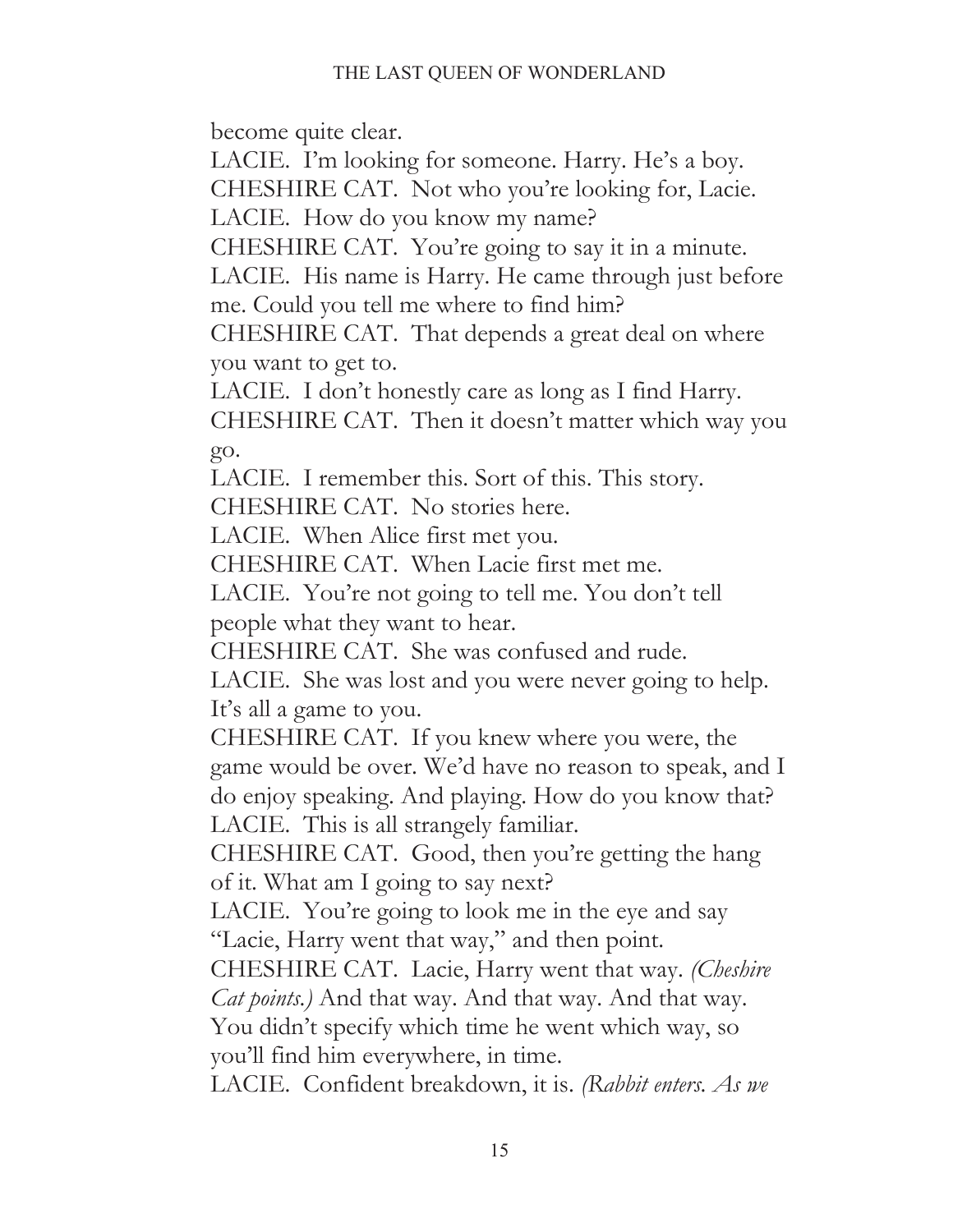become quite clear.

LACIE. I'm looking for someone. Harry. He's a boy.

CHESHIRE CAT. Not who you're looking for, Lacie.

LACIE. How do you know my name?

CHESHIRE CAT. You're going to say it in a minute.

LACIE. His name is Harry. He came through just before me. Could you tell me where to find him?

CHESHIRE CAT. That depends a great deal on where you want to get to.

LACIE. I don't honestly care as long as I find Harry.

CHESHIRE CAT. Then it doesn't matter which way you go.

LACIE. I remember this. Sort of this. This story.

CHESHIRE CAT. No stories here.

LACIE. When Alice first met you.

CHESHIRE CAT. When Lacie first met me.

LACIE. You're not going to tell me. You don't tell people what they want to hear.

CHESHIRE CAT. She was confused and rude.

LACIE. She was lost and you were never going to help. It's all a game to you.

CHESHIRE CAT. If you knew where you were, the game would be over. We'd have no reason to speak, and I do enjoy speaking. And playing. How do you know that?

LACIE. This is all strangely familiar.

CHESHIRE CAT. Good, then you're getting the hang of it. What am I going to say next?

LACIE. You're going to look me in the eye and say "Lacie, Harry went that way," and then point.

CHESHIRE CAT. Lacie, Harry went that way. *(Cheshire Cat points.)* And that way. And that way. And that way. You didn't specify which time he went which way, so you'll find him everywhere, in time.

LACIE. Confident breakdown, it is. *(Rabbit enters. As we*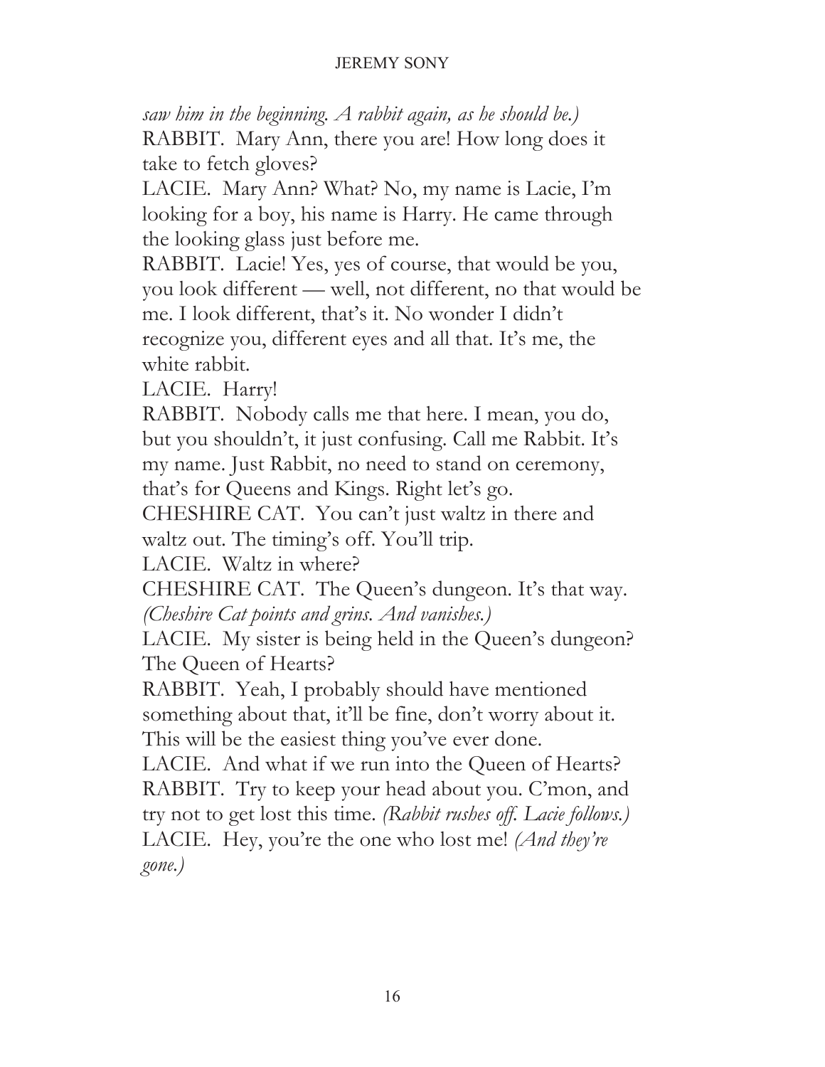*saw him in the beginning. A rabbit again, as he should be.)*

RABBIT. Mary Ann, there you are! How long does it take to fetch gloves?

LACIE. Mary Ann? What? No, my name is Lacie, I'm looking for a boy, his name is Harry. He came through the looking glass just before me.

RABBIT. Lacie! Yes, yes of course, that would be you, you look different — well, not different, no that would be me. I look different, that's it. No wonder I didn't recognize you, different eyes and all that. It's me, the white rabbit.

LACIE. Harry!

RABBIT. Nobody calls me that here. I mean, you do, but you shouldn't, it just confusing. Call me Rabbit. It's my name. Just Rabbit, no need to stand on ceremony, that's for Queens and Kings. Right let's go.

CHESHIRE CAT. You can't just waltz in there and waltz out. The timing's off. You'll trip.

LACIE. Waltz in where?

CHESHIRE CAT. The Queen's dungeon. It's that way. *(Cheshire Cat points and grins. And vanishes.)*

LACIE. My sister is being held in the Queen's dungeon? The Queen of Hearts?

RABBIT. Yeah, I probably should have mentioned something about that, it'll be fine, don't worry about it. This will be the easiest thing you've ever done.

LACIE. And what if we run into the Queen of Hearts?

RABBIT. Try to keep your head about you. C'mon, and try not to get lost this time. *(Rabbit rushes off. Lacie follows.)*

LACIE. Hey, you're the one who lost me! *(And they're gone.)*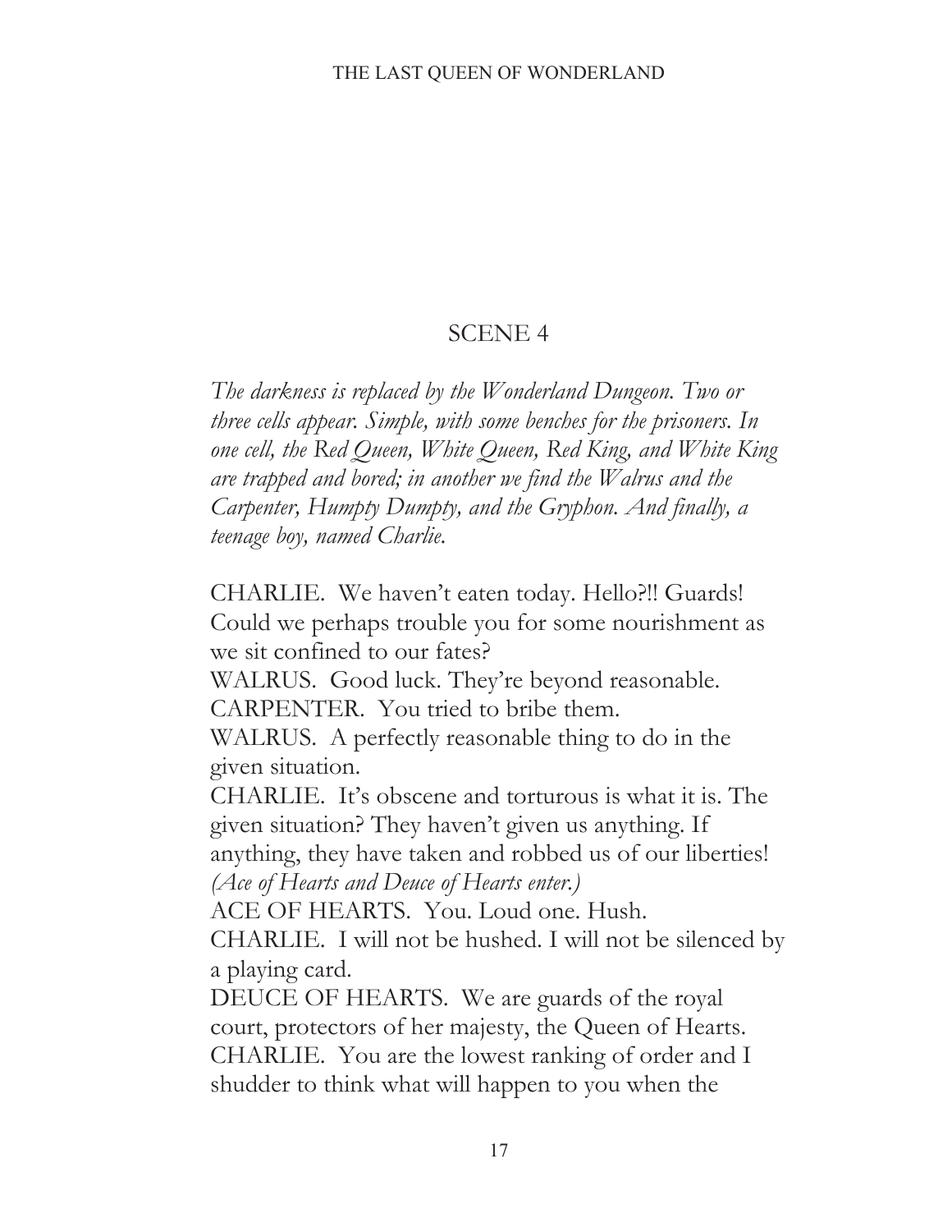## SCENE 4

*The darkness is replaced by the Wonderland Dungeon. Two or three cells appear. Simple, with some benches for the prisoners. In one cell, the Red Queen, White Queen, Red King, and White King are trapped and bored; in another we find the Walrus and the Carpenter, Humpty Dumpty, and the Gryphon. And finally, a teenage boy, named Charlie.*

CHARLIE. We haven't eaten today. Hello?!! Guards! Could we perhaps trouble you for some nourishment as we sit confined to our fates?

WALRUS. Good luck. They're beyond reasonable.

CARPENTER. You tried to bribe them.

WALRUS. A perfectly reasonable thing to do in the given situation.

CHARLIE. It's obscene and torturous is what it is. The given situation? They haven't given us anything. If anything, they have taken and robbed us of our liberties!

*(Ace of Hearts and Deuce of Hearts enter.)*

ACE OF HEARTS. You. Loud one. Hush.

CHARLIE. I will not be hushed. I will not be silenced by a playing card.

DEUCE OF HEARTS. We are guards of the royal court, protectors of her majesty, the Queen of Hearts.

CHARLIE. You are the lowest ranking of order and I shudder to think what will happen to you when the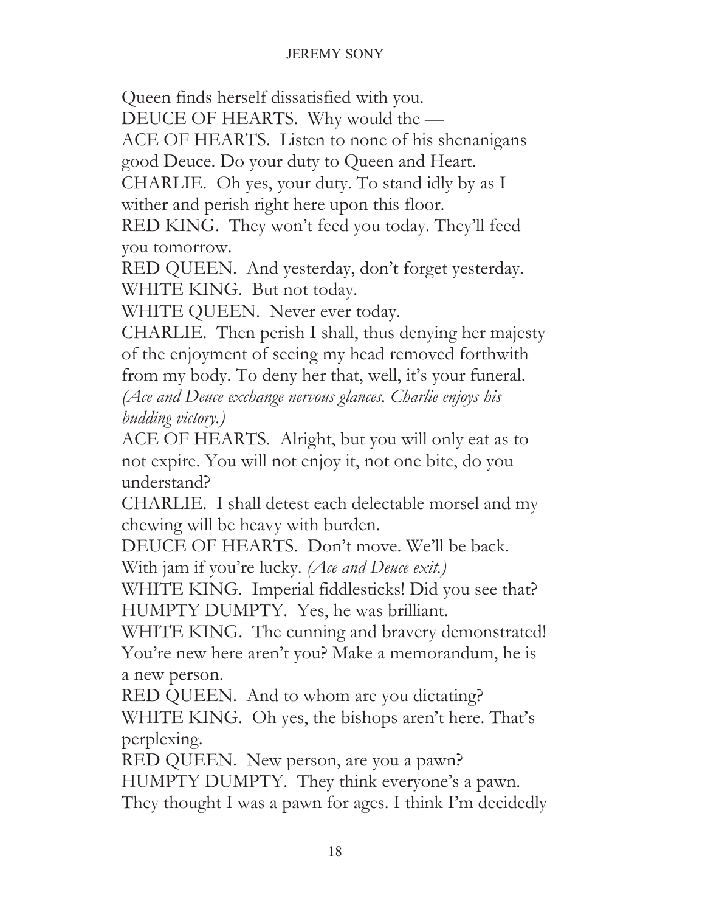Queen finds herself dissatisfied with you.

DEUCE OF HEARTS. Why would the —

ACE OF HEARTS. Listen to none of his shenanigans good Deuce. Do your duty to Queen and Heart.

CHARLIE. Oh yes, your duty. To stand idly by as I wither and perish right here upon this floor.

RED KING. They won't feed you today. They'll feed you tomorrow.

RED QUEEN. And yesterday, don't forget yesterday.

WHITE KING. But not today.

WHITE QUEEN. Never ever today.

CHARLIE. Then perish I shall, thus denying her majesty of the enjoyment of seeing my head removed forthwith from my body. To deny her that, well, it's your funeral. *(Ace and Deuce exchange nervous glances. Charlie enjoys his budding victory.)*

ACE OF HEARTS. Alright, but you will only eat as to not expire. You will not enjoy it, not one bite, do you understand?

CHARLIE. I shall detest each delectable morsel and my chewing will be heavy with burden.

DEUCE OF HEARTS. Don't move. We'll be back. With jam if you're lucky. *(Ace and Deuce exit.)*

WHITE KING. Imperial fiddlesticks! Did you see that?

HUMPTY DUMPTY. Yes, he was brilliant.

WHITE KING. The cunning and bravery demonstrated! You're new here aren't you? Make a memorandum, he is a new person.

RED QUEEN. And to whom are you dictating?

WHITE KING. Oh yes, the bishops aren't here. That's perplexing.

RED QUEEN. New person, are you a pawn?

HUMPTY DUMPTY. They think everyone's a pawn. They thought I was a pawn for ages. I think I'm decidedly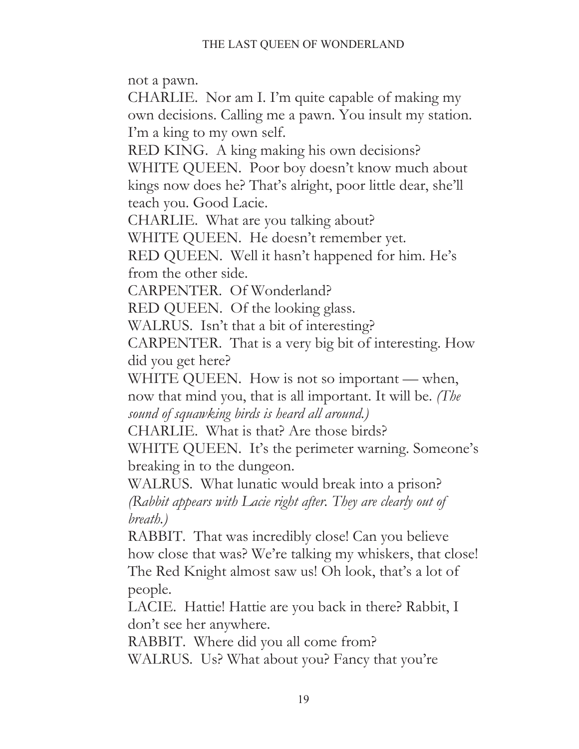not a pawn.

CHARLIE. Nor am I. I'm quite capable of making my own decisions. Calling me a pawn. You insult my station. I'm a king to my own self.

RED KING. A king making his own decisions?

WHITE QUEEN. Poor boy doesn't know much about kings now does he? That's alright, poor little dear, she'll teach you. Good Lacie.

CHARLIE. What are you talking about?

WHITE QUEEN. He doesn't remember yet.

RED QUEEN. Well it hasn't happened for him. He's from the other side.

CARPENTER. Of Wonderland?

RED QUEEN. Of the looking glass.

WALRUS. Isn't that a bit of interesting?

CARPENTER. That is a very big bit of interesting. How did you get here?

WHITE QUEEN. How is not so important — when, now that mind you, that is all important. It will be. *(The sound of squawking birds is heard all around.)*

CHARLIE. What is that? Are those birds?

WHITE QUEEN. It's the perimeter warning. Someone's breaking in to the dungeon.

WALRUS. What lunatic would break into a prison? *(Rabbit appears with Lacie right after. They are clearly out of breath.)*

RABBIT. That was incredibly close! Can you believe how close that was? We're talking my whiskers, that close! The Red Knight almost saw us! Oh look, that's a lot of people.

LACIE. Hattie! Hattie are you back in there? Rabbit, I don't see her anywhere.

RABBIT. Where did you all come from?

WALRUS. Us? What about you? Fancy that you're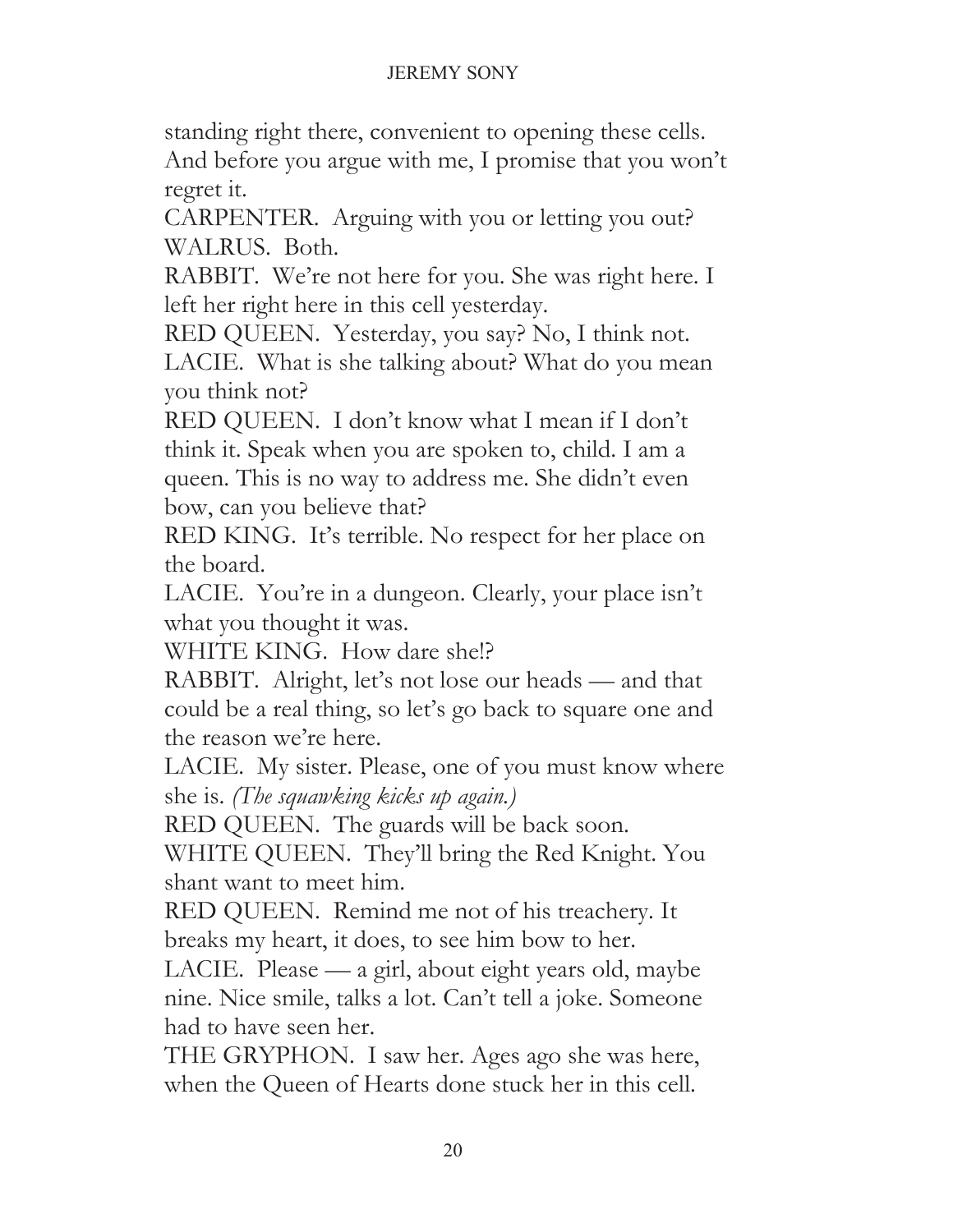standing right there, convenient to opening these cells. And before you argue with me, I promise that you won't regret it.

CARPENTER. Arguing with you or letting you out?

WALRUS. Both.

RABBIT. We're not here for you. She was right here. I left her right here in this cell yesterday.

RED QUEEN. Yesterday, you say? No, I think not.

LACIE. What is she talking about? What do you mean you think not?

RED QUEEN. I don't know what I mean if I don't think it. Speak when you are spoken to, child. I am a queen. This is no way to address me. She didn't even bow, can you believe that?

RED KING. It's terrible. No respect for her place on the board.

LACIE. You're in a dungeon. Clearly, your place isn't what you thought it was.

WHITE KING. How dare she!?

RABBIT. Alright, let's not lose our heads — and that could be a real thing, so let's go back to square one and the reason we're here.

LACIE. My sister. Please, one of you must know where she is. *(The squawking kicks up again.)*

RED QUEEN. The guards will be back soon.

WHITE QUEEN. They'll bring the Red Knight. You shant want to meet him.

RED QUEEN. Remind me not of his treachery. It breaks my heart, it does, to see him bow to her.

LACIE. Please — a girl, about eight years old, maybe nine. Nice smile, talks a lot. Can't tell a joke. Someone had to have seen her.

THE GRYPHON. I saw her. Ages ago she was here, when the Queen of Hearts done stuck her in this cell.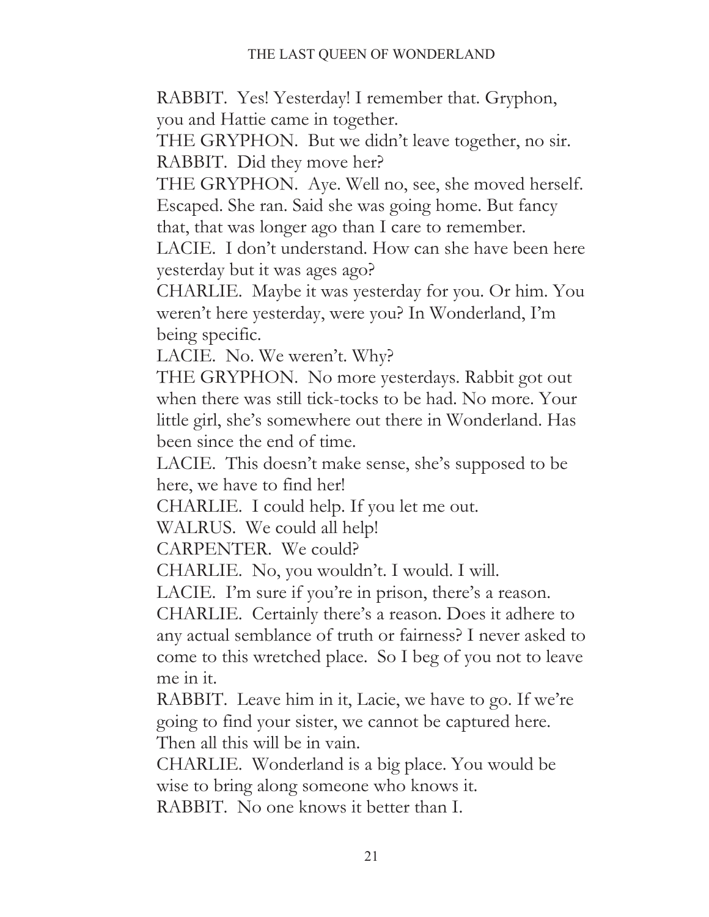RABBIT. Yes! Yesterday! I remember that. Gryphon, you and Hattie came in together.

THE GRYPHON. But we didn't leave together, no sir.

RABBIT. Did they move her?

THE GRYPHON. Aye. Well no, see, she moved herself. Escaped. She ran. Said she was going home. But fancy that, that was longer ago than I care to remember.

LACIE. I don't understand. How can she have been here yesterday but it was ages ago?

CHARLIE. Maybe it was yesterday for you. Or him. You weren't here yesterday, were you? In Wonderland, I'm being specific.

LACIE. No. We weren't. Why?

THE GRYPHON. No more yesterdays. Rabbit got out when there was still tick-tocks to be had. No more. Your little girl, she's somewhere out there in Wonderland. Has been since the end of time.

LACIE. This doesn't make sense, she's supposed to be here, we have to find her!

CHARLIE. I could help. If you let me out.

WALRUS. We could all help!

CARPENTER. We could?

CHARLIE. No, you wouldn't. I would. I will.

LACIE. I'm sure if you're in prison, there's a reason.

CHARLIE. Certainly there's a reason. Does it adhere to any actual semblance of truth or fairness? I never asked to come to this wretched place. So I beg of you not to leave me in it.

RABBIT. Leave him in it, Lacie, we have to go. If we're going to find your sister, we cannot be captured here. Then all this will be in vain.

CHARLIE. Wonderland is a big place. You would be wise to bring along someone who knows it.

RABBIT. No one knows it better than I.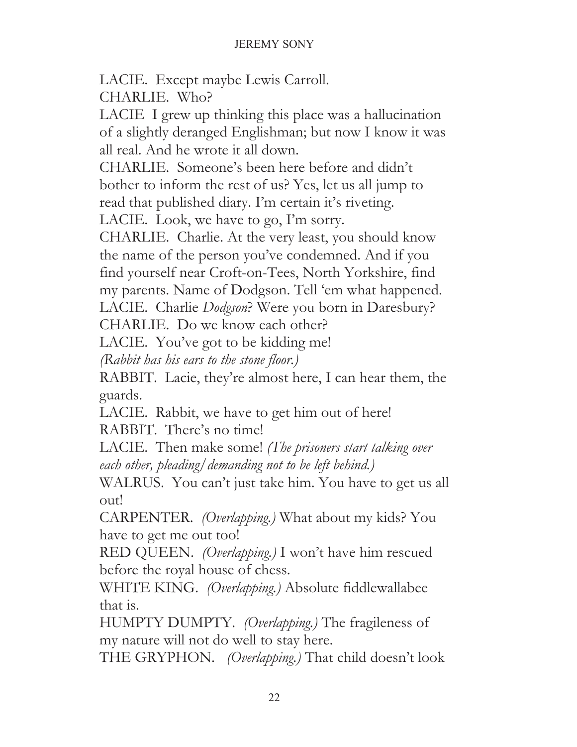LACIE. Except maybe Lewis Carroll.

CHARLIE. Who?

LACIE I grew up thinking this place was a hallucination of a slightly deranged Englishman; but now I know it was all real. And he wrote it all down.

CHARLIE. Someone's been here before and didn't bother to inform the rest of us? Yes, let us all jump to read that published diary. I'm certain it's riveting.

LACIE. Look, we have to go, I'm sorry.

CHARLIE. Charlie. At the very least, you should know the name of the person you've condemned. And if you find yourself near Croft-on-Tees, North Yorkshire, find my parents. Name of Dodgson. Tell 'em what happened.

LACIE. Charlie *Dodgson*? Were you born in Daresbury?

CHARLIE. Do we know each other?

LACIE. You've got to be kidding me!

*(Rabbit has his ears to the stone floor.)*

RABBIT. Lacie, they're almost here, I can hear them, the guards.

LACIE. Rabbit, we have to get him out of here!

RABBIT. There's no time!

LACIE. Then make some! *(The prisoners start talking over each other, pleading/demanding not to be left behind.)*

WALRUS. You can't just take him. You have to get us all out!

CARPENTER. *(Overlapping.)* What about my kids? You have to get me out too!

RED QUEEN. *(Overlapping.)* I won't have him rescued before the royal house of chess.

WHITE KING. *(Overlapping.)* Absolute fiddlewallabee that is.

HUMPTY DUMPTY. *(Overlapping.)* The fragileness of my nature will not do well to stay here.

THE GRYPHON. *(Overlapping.)* That child doesn't look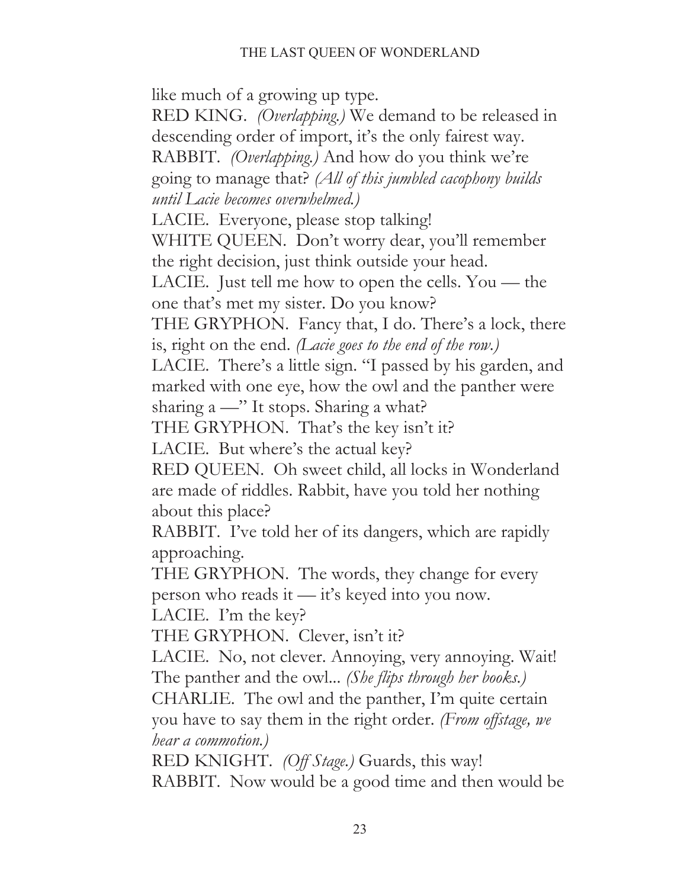like much of a growing up type.

RED KING. *(Overlapping.)* We demand to be released in descending order of import, it's the only fairest way.

RABBIT. *(Overlapping.)* And how do you think we're going to manage that? *(All of this jumbled cacophony builds until Lacie becomes overwhelmed.)*

LACIE. Everyone, please stop talking!

WHITE QUEEN. Don't worry dear, you'll remember the right decision, just think outside your head.

LACIE. Just tell me how to open the cells. You — the one that's met my sister. Do you know?

THE GRYPHON. Fancy that, I do. There's a lock, there is, right on the end. *(Lacie goes to the end of the row.)*

LACIE. There's a little sign. "I passed by his garden, and marked with one eye, how the owl and the panther were sharing a —" It stops. Sharing a what?

THE GRYPHON. That's the key isn't it?

LACIE. But where's the actual key?

RED QUEEN. Oh sweet child, all locks in Wonderland are made of riddles. Rabbit, have you told her nothing about this place?

RABBIT. I've told her of its dangers, which are rapidly approaching.

THE GRYPHON. The words, they change for every person who reads it — it's keyed into you now.

LACIE. I'm the key?

THE GRYPHON. Clever, isn't it?

LACIE. No, not clever. Annoying, very annoying. Wait! The panther and the owl... *(She flips through her books.)*

CHARLIE. The owl and the panther, I'm quite certain you have to say them in the right order. *(From offstage, we hear a commotion.)*

RED KNIGHT. *(Off Stage.)* Guards, this way!

RABBIT. Now would be a good time and then would be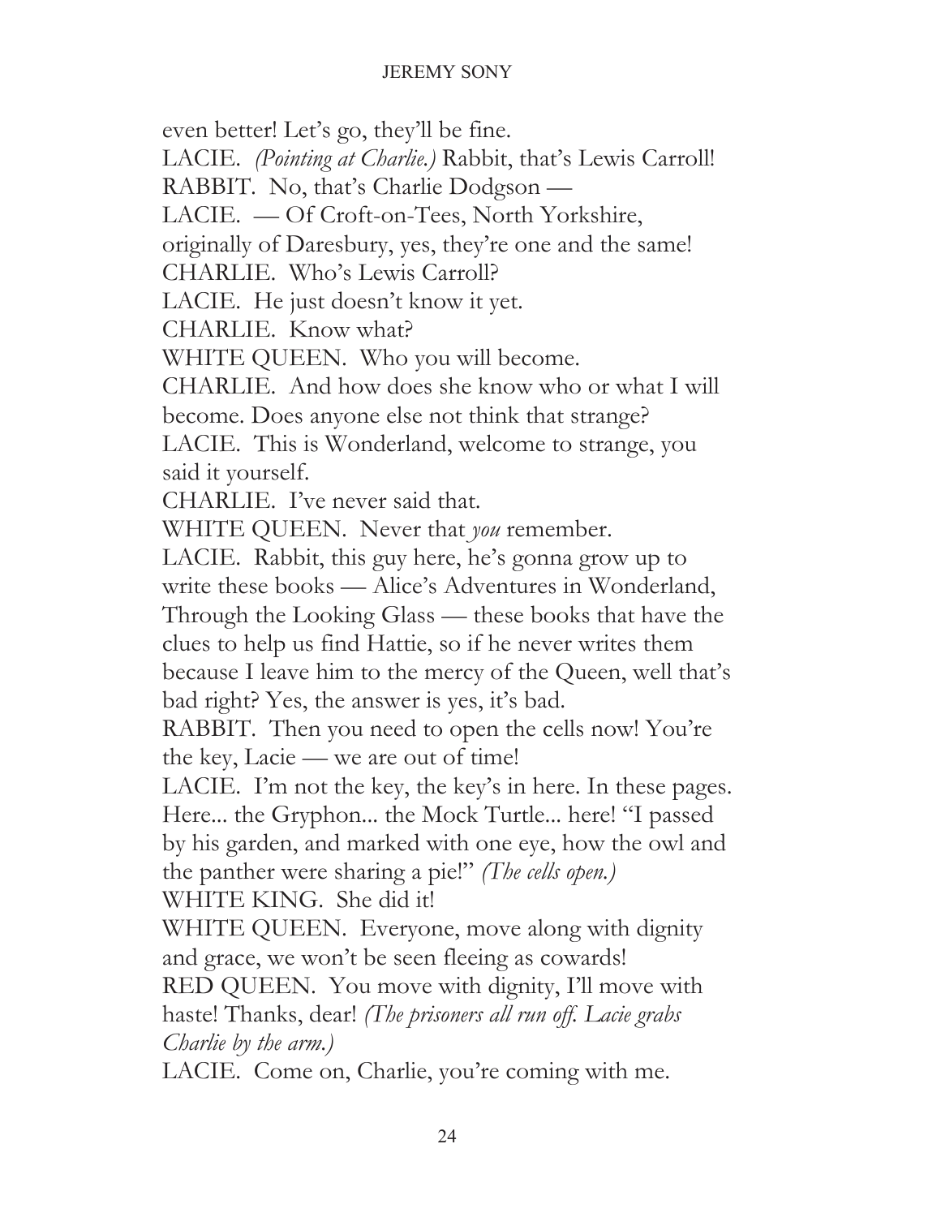even better! Let's go, they'll be fine.

LACIE. *(Pointing at Charlie.)* Rabbit, that's Lewis Carroll!

RABBIT. No, that's Charlie Dodgson —

LACIE. — Of Croft-on-Tees, North Yorkshire, originally of Daresbury, yes, they're one and the same!

CHARLIE. Who's Lewis Carroll?

LACIE. He just doesn't know it yet.

CHARLIE. Know what?

WHITE QUEEN. Who you will become.

CHARLIE. And how does she know who or what I will become. Does anyone else not think that strange?

LACIE. This is Wonderland, welcome to strange, you said it yourself.

CHARLIE. I've never said that.

WHITE QUEEN. Never that *you* remember.

LACIE. Rabbit, this guy here, he's gonna grow up to write these books — Alice's Adventures in Wonderland, Through the Looking Glass — these books that have the clues to help us find Hattie, so if he never writes them because I leave him to the mercy of the Queen, well that's bad right? Yes, the answer is yes, it's bad.

RABBIT. Then you need to open the cells now! You're the key, Lacie — we are out of time!

LACIE. I'm not the key, the key's in here. In these pages. Here... the Gryphon... the Mock Turtle... here! "I passed by his garden, and marked with one eye, how the owl and the panther were sharing a pie!" *(The cells open.)*

WHITE KING. She did it!

WHITE QUEEN. Everyone, move along with dignity and grace, we won't be seen fleeing as cowards!

RED QUEEN. You move with dignity, I'll move with haste! Thanks, dear! *(The prisoners all run off. Lacie grabs Charlie by the arm.)*

LACIE. Come on, Charlie, you're coming with me.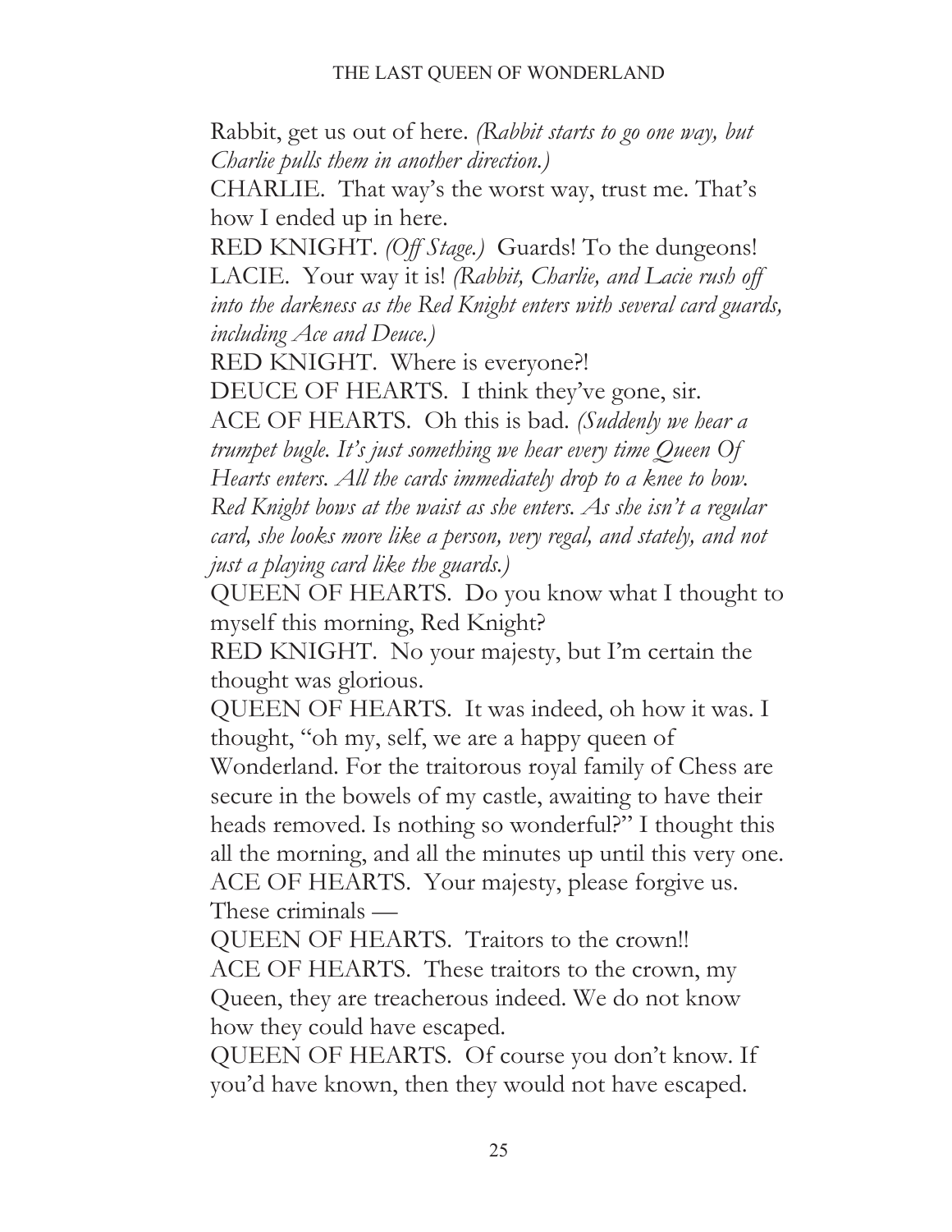Rabbit, get us out of here. *(Rabbit starts to go one way, but Charlie pulls them in another direction.)*

CHARLIE. That way's the worst way, trust me. That's how I ended up in here.

RED KNIGHT. *(Off Stage.)* Guards! To the dungeons!

LACIE. Your way it is! *(Rabbit, Charlie, and Lacie rush off into the darkness as the Red Knight enters with several card guards, including Ace and Deuce.)*

RED KNIGHT. Where is everyone?!

DEUCE OF HEARTS. I think they've gone, sir.

ACE OF HEARTS. Oh this is bad. *(Suddenly we hear a trumpet bugle. It's just something we hear every time Queen Of Hearts enters. All the cards immediately drop to a knee to bow. Red Knight bows at the waist as she enters. As she isn't a regular card, she looks more like a person, very regal, and stately, and not just a playing card like the guards.)*

QUEEN OF HEARTS. Do you know what I thought to myself this morning, Red Knight?

RED KNIGHT. No your majesty, but I'm certain the thought was glorious.

QUEEN OF HEARTS. It was indeed, oh how it was. I thought, "oh my, self, we are a happy queen of Wonderland. For the traitorous royal family of Chess are secure in the bowels of my castle, awaiting to have their heads removed. Is nothing so wonderful?" I thought this all the morning, and all the minutes up until this very one.

ACE OF HEARTS. Your majesty, please forgive us. These criminals —

QUEEN OF HEARTS. Traitors to the crown!!

ACE OF HEARTS. These traitors to the crown, my Queen, they are treacherous indeed. We do not know how they could have escaped.

QUEEN OF HEARTS. Of course you don't know. If you'd have known, then they would not have escaped.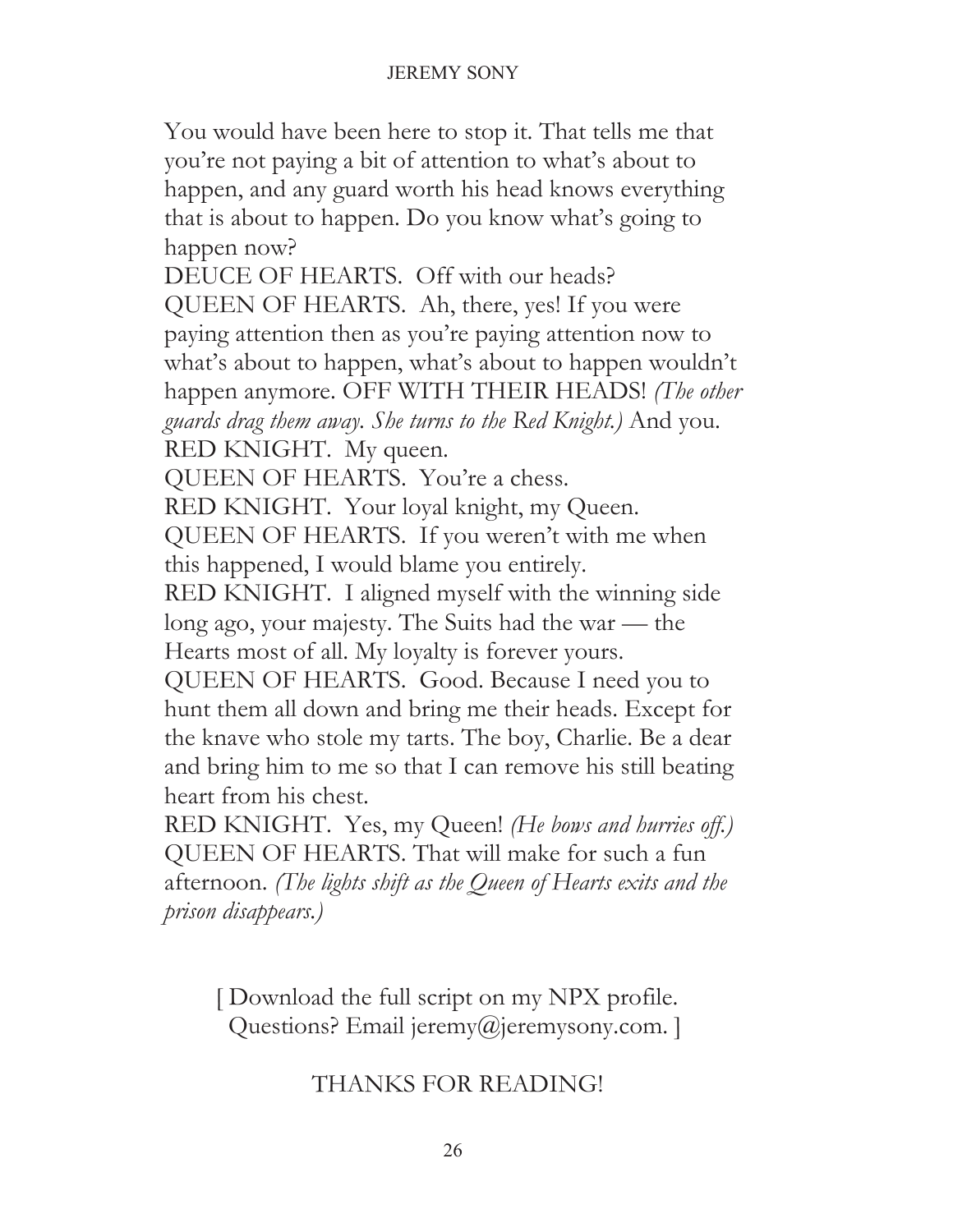You would have been here to stop it. That tells me that you're not paying a bit of attention to what's about to happen, and any guard worth his head knows everything that is about to happen. Do you know what's going to happen now?

DEUCE OF HEARTS. Off with our heads?

QUEEN OF HEARTS. Ah, there, yes! If you were paying attention then as you're paying attention now to what's about to happen, what's about to happen wouldn't happen anymore. OFF WITH THEIR HEADS! *(The other guards drag them away. She turns to the Red Knight.)* And you.

RED KNIGHT. My queen.

QUEEN OF HEARTS. You're a chess.

RED KNIGHT. Your loyal knight, my Queen.

QUEEN OF HEARTS. If you weren't with me when this happened, I would blame you entirely.

RED KNIGHT. I aligned myself with the winning side long ago, your majesty. The Suits had the war — the Hearts most of all. My loyalty is forever yours.

QUEEN OF HEARTS. Good. Because I need you to hunt them all down and bring me their heads. Except for the knave who stole my tarts. The boy, Charlie. Be a dear and bring him to me so that I can remove his still beating heart from his chest.

RED KNIGHT. Yes, my Queen! *(He bows and hurries off.)*

QUEEN OF HEARTS. That will make for such a fun afternoon. *(The lights shift as the Queen of Hearts exits and the prison disappears.)*

[ Download the full script on my NPX profile. Questions? Email jeremy@jeremysony.com. ]

THANKS FOR READING!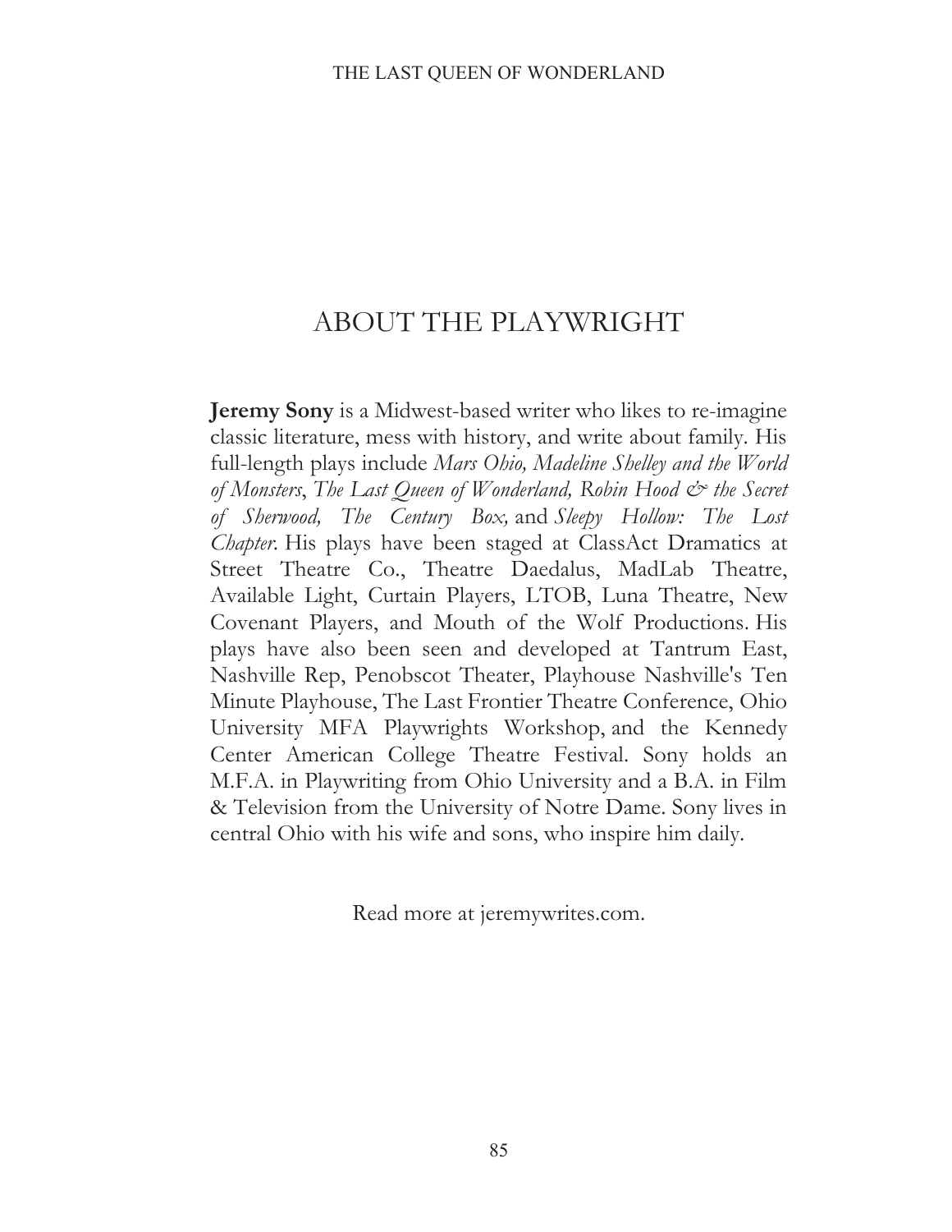# ABOUT THE PLAYWRIGHT

**Jeremy Sony** is a Midwest-based writer who likes to re-imagine classic literature, mess with history, and write about family. His full-length plays include *Mars Ohio, Madeline Shelley and the World of Monsters*, *The Last Queen of Wonderland, Robin Hood & the Secret of Sherwood, The Century Box,* and *Sleepy Hollow: The Lost Chapter*. His plays have been staged at ClassAct Dramatics at Street Theatre Co., Theatre Daedalus, MadLab Theatre, Available Light, Curtain Players, LTOB, Luna Theatre, New Covenant Players, and Mouth of the Wolf Productions. His plays have also been seen and developed at Tantrum East, Nashville Rep, Penobscot Theater, Playhouse Nashville's Ten Minute Playhouse, The Last Frontier Theatre Conference, Ohio University MFA Playwrights Workshop, and the Kennedy Center American College Theatre Festival. Sony holds an M.F.A. in Playwriting from Ohio University and a B.A. in Film & Television from the University of Notre Dame. Sony lives in central Ohio with his wife and sons, who inspire him daily.

Read more at jeremywrites.com.